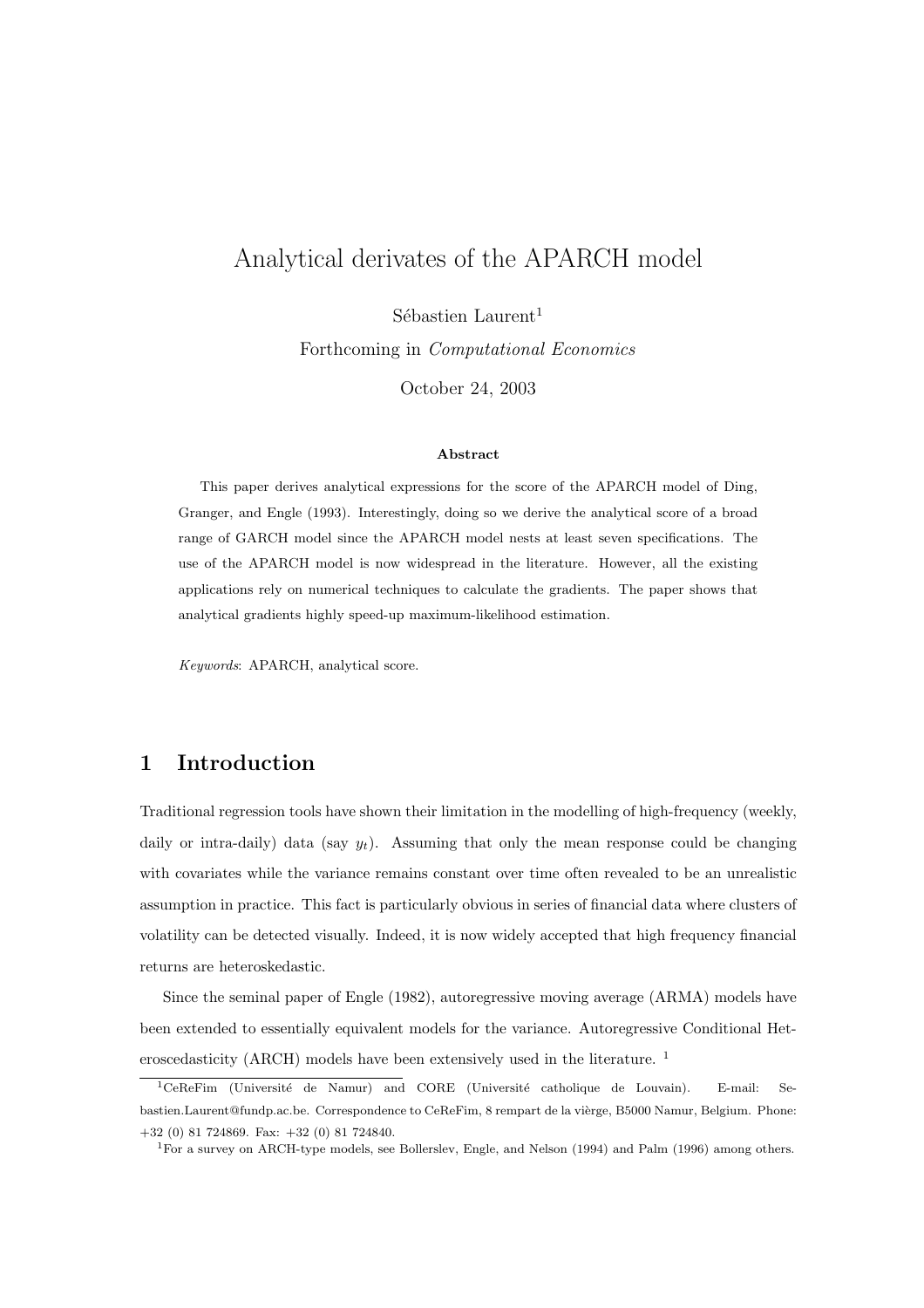# Analytical derivates of the APARCH model

Sébastien Laurent[1]

Forthcoming in *Computational Economics*

October 24, 2003

**Abstract**

This paper derives analytical expressions for the score of the APARCH model of Ding, Granger, and Engle (1993). Interestingly, doing so we derive the analytical score of a broad range of GARCH model since the APARCH model nests at least seven specifications. The use of the APARCH model is now widespread in the literature. However, all the existing applications rely on numerical techniques to calculate the gradients. The paper shows that analytical gradients highly speed-up maximum-likelihood estimation.

*Keywords*: APARCH, analytical score.

## 1 Introduction

Traditional regression tools have shown their limitation in the modelling of high-frequency (weekly, daily or intra-daily) data (say $y_t$). Assuming that only the mean response could be changing with covariates while the variance remains constant over time often revealed to be an unrealistic assumption in practice. This fact is particularly obvious in series of financial data where clusters of volatility can be detected visually. Indeed, it is now widely accepted that high frequency financial returns are heteroskedastic.

Since the seminal paper of Engle (1982), autoregressive moving average (ARMA) models have been extended to essentially equivalent models for the variance. Autoregressive Conditional Heteroscedasticity (ARCH) models have been extensively used in the literature. [1]

---

[1]CeReFim (Université de Namur) and CORE (Université catholique de Louvain). E-mail: Sebastien.Laurent@fundp.ac.be. Correspondence to CeReFim, 8 rempart de la vièrge, B5000 Namur, Belgium. Phone: +32 (0) 81 724869. Fax: +32 (0) 81 724840.

[1]For a survey on ARCH-type models, see Bollerslev, Engle, and Nelson (1994) and Palm (1996) among others.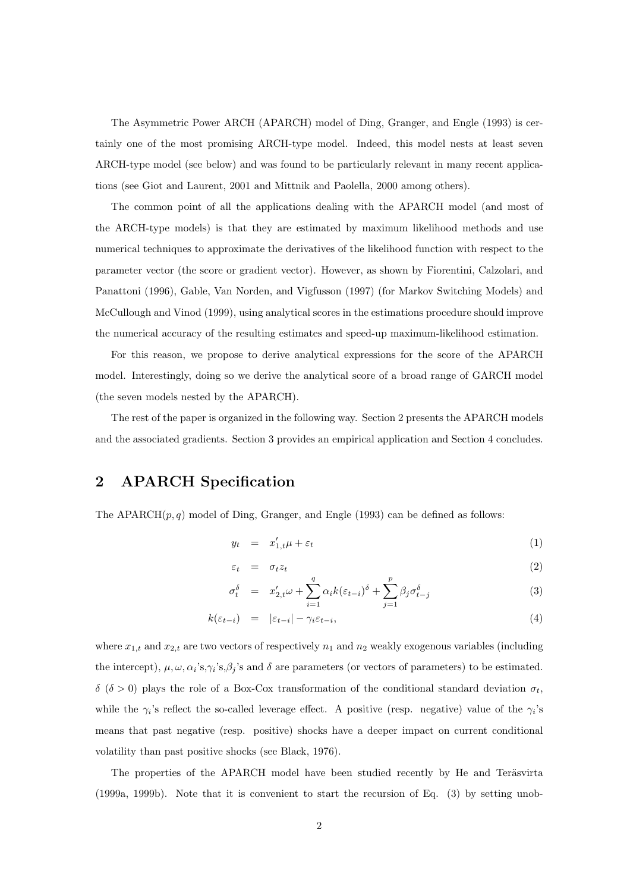The Asymmetric Power ARCH (APARCH) model of Ding, Granger, and Engle (1993) is certainly one of the most promising ARCH-type model. Indeed, this model nests at least seven ARCH-type model (see below) and was found to be particularly relevant in many recent applications (see Giot and Laurent, 2001 and Mittnik and Paolella, 2000 among others).

The common point of all the applications dealing with the APARCH model (and most of the ARCH-type models) is that they are estimated by maximum likelihood methods and use numerical techniques to approximate the derivatives of the likelihood function with respect to the parameter vector (the score or gradient vector). However, as shown by Fiorentini, Calzolari, and Panattoni (1996), Gable, Van Norden, and Vigfusson (1997) (for Markov Switching Models) and McCullough and Vinod (1999), using analytical scores in the estimations procedure should improve the numerical accuracy of the resulting estimates and speed-up maximum-likelihood estimation.

For this reason, we propose to derive analytical expressions for the score of the APARCH model. Interestingly, doing so we derive the analytical score of a broad range of GARCH model (the seven models nested by the APARCH).

The rest of the paper is organized in the following way. Section 2 presents the APARCH models and the associated gradients. Section 3 provides an empirical application and Section 4 concludes.

## 2 APARCH Specification

The APARCH$(p, q)$ model of Ding, Granger, and Engle (1993) can be defined as follows:

$$
\begin{aligned}
y_t &= x'_{1,t}\mu + \varepsilon_t && (1)\\
\varepsilon_t &= \sigma_t z_t && (2)\\
\sigma_t^\delta &= x'_{2,t}\omega + \sum_{i=1}^{q} \alpha_i k(\varepsilon_{t-i})^\delta + \sum_{j=1}^{p} \beta_j \sigma_{t-j}^\delta && (3)\\
k(\varepsilon_{t-i}) &= |\varepsilon_{t-i}| - \gamma_i \varepsilon_{t-i}, && (4)
\end{aligned}
$$

where $x_{1,t}$ and $x_{2,t}$ are two vectors of respectively $n_1$ and $n_2$ weakly exogenous variables (including the intercept), $\mu, \omega, \alpha_i$'s,$\gamma_i$'s,$\beta_j$'s and $\delta$ are parameters (or vectors of parameters) to be estimated. $\delta$ ($\delta > 0$) plays the role of a Box-Cox transformation of the conditional standard deviation $\sigma_t$, while the $\gamma_i$'s reflect the so-called leverage effect. A positive (resp. negative) value of the $\gamma_i$'s means that past negative (resp. positive) shocks have a deeper impact on current conditional volatility than past positive shocks (see Black, 1976).

The properties of the APARCH model have been studied recently by He and Teräsvirta (1999a, 1999b). Note that it is convenient to start the recursion of Eq. (3) by setting unob-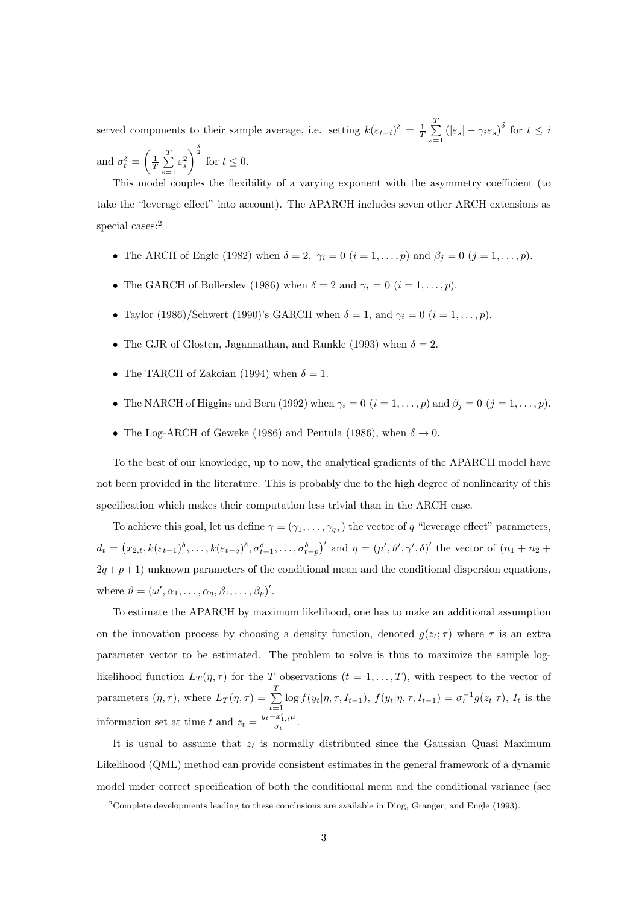served components to their sample average, i.e. setting $k(\varepsilon_{t-i})^\delta = \frac{1}{T}\sum_{s=1}^{T}(|\varepsilon_s| - \gamma_i \varepsilon_s)^\delta$ for $t \leq i$ and $\sigma_t^\delta = \left(\frac{1}{T}\sum_{s=1}^{T}\varepsilon_s^2\right)^{\frac{\delta}{2}}$ for $t \leq 0$.

This model couples the flexibility of a varying exponent with the asymmetry coefficient (to take the "leverage effect" into account). The APARCH includes seven other ARCH extensions as special cases:[2]

- The ARCH of Engle (1982) when $\delta = 2$, $\gamma_i = 0$ $(i = 1, \ldots, p)$ and $\beta_j = 0$ $(j = 1, \ldots, p)$.
- The GARCH of Bollerslev (1986) when $\delta = 2$ and $\gamma_i = 0$ $(i = 1, \ldots, p)$.
- Taylor (1986)/Schwert (1990)'s GARCH when $\delta = 1$, and $\gamma_i = 0$ $(i = 1, \ldots, p)$.
- The GJR of Glosten, Jagannathan, and Runkle (1993) when $\delta = 2$.
- The TARCH of Zakoian (1994) when $\delta = 1$.
- The NARCH of Higgins and Bera (1992) when $\gamma_i = 0$ $(i = 1, \ldots, p)$ and $\beta_j = 0$ $(j = 1, \ldots, p)$.
- The Log-ARCH of Geweke (1986) and Pentula (1986), when $\delta \to 0$.

To the best of our knowledge, up to now, the analytical gradients of the APARCH model have not been provided in the literature. This is probably due to the high degree of nonlinearity of this specification which makes their computation less trivial than in the ARCH case.

To achieve this goal, let us define $\gamma = (\gamma_1, \ldots, \gamma_q,)$ the vector of $q$ "leverage effect" parameters, $d_t = \left(x_{2,t}, k(\varepsilon_{t-1})^\delta, \ldots, k(\varepsilon_{t-q})^\delta, \sigma_{t-1}^\delta, \ldots, \sigma_{t-p}^\delta\right)'$ and $\eta = (\mu', \vartheta', \gamma', \delta)'$ the vector of $(n_1 + n_2 + 2q + p + 1)$ unknown parameters of the conditional mean and the conditional dispersion equations, where $\vartheta = (\omega', \alpha_1, \ldots, \alpha_q, \beta_1, \ldots, \beta_p)'$.

To estimate the APARCH by maximum likelihood, one has to make an additional assumption on the innovation process by choosing a density function, denoted $g(z_t; \tau)$ where $\tau$ is an extra parameter vector to be estimated. The problem to solve is thus to maximize the sample log-likelihood function $L_T(\eta, \tau)$ for the $T$ observations $(t = 1, \ldots, T)$, with respect to the vector of parameters $(\eta, \tau)$, where $L_T(\eta, \tau) = \sum_{t=1}^{T} \log f(y_t|\eta, \tau, I_{t-1})$, $f(y_t|\eta, \tau, I_{t-1}) = \sigma_t^{-1} g(z_t|\tau)$, $I_t$ is the information set at time $t$ and $z_t = \frac{y_t - x_{1,t}'\mu}{\sigma_t}$.

It is usual to assume that $z_t$ is normally distributed since the Gaussian Quasi Maximum Likelihood (QML) method can provide consistent estimates in the general framework of a dynamic model under correct specification of both the conditional mean and the conditional variance (see

[2] Complete developments leading to these conclusions are available in Ding, Granger, and Engle (1993).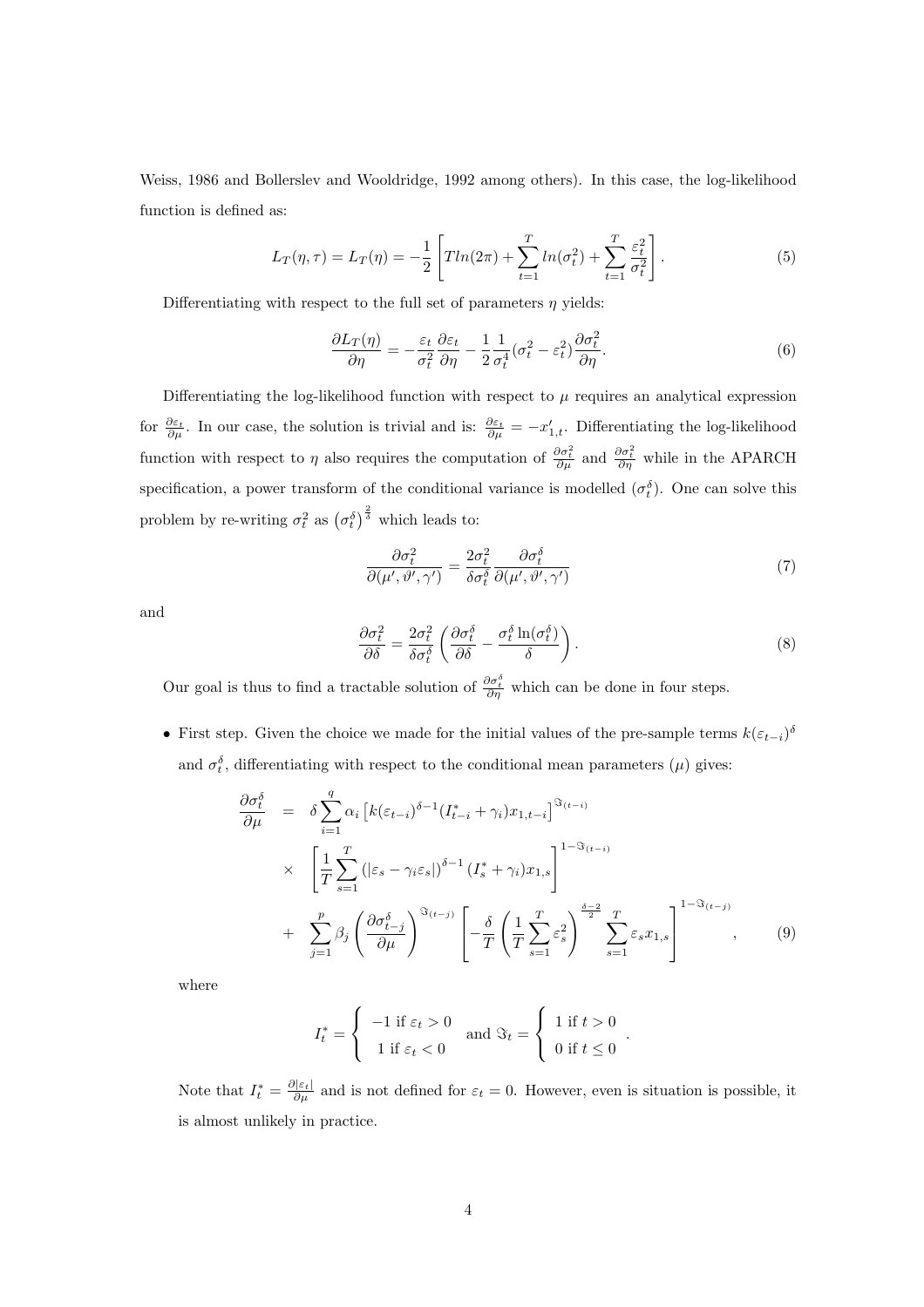Weiss, 1986 and Bollerslev and Wooldridge, 1992 among others). In this case, the log-likelihood function is defined as:

$$L_T(\eta, \tau) = L_T(\eta) = -\frac{1}{2}\left[T ln(2\pi) + \sum_{t=1}^{T} ln(\sigma_t^2) + \sum_{t=1}^{T} \frac{\varepsilon_t^2}{\sigma_t^2}\right]. \tag{5}$$

Differentiating with respect to the full set of parameters $\eta$ yields:

$$\frac{\partial L_T(\eta)}{\partial \eta} = -\frac{\varepsilon_t}{\sigma_t^2}\frac{\partial \varepsilon_t}{\partial \eta} - \frac{1}{2}\frac{1}{\sigma_t^4}(\sigma_t^2 - \varepsilon_t^2)\frac{\partial \sigma_t^2}{\partial \eta}. \tag{6}$$

Differentiating the log-likelihood function with respect to $\mu$ requires an analytical expression for $\frac{\partial \varepsilon_t}{\partial \mu}$. In our case, the solution is trivial and is: $\frac{\partial \varepsilon_t}{\partial \mu} = -x_{1,t}'$. Differentiating the log-likelihood function with respect to $\eta$ also requires the computation of $\frac{\partial \sigma_t^2}{\partial \mu}$ and $\frac{\partial \sigma_t^2}{\partial \eta}$ while in the APARCH specification, a power transform of the conditional variance is modelled ($\sigma_t^\delta$). One can solve this problem by re-writing $\sigma_t^2$ as $\left(\sigma_t^\delta\right)^{\frac{2}{\delta}}$ which leads to:

$$\frac{\partial \sigma_t^2}{\partial(\mu', \vartheta', \gamma')} = \frac{2\sigma_t^2}{\delta \sigma_t^\delta}\frac{\partial \sigma_t^\delta}{\partial(\mu', \vartheta', \gamma')} \tag{7}$$

and

$$\frac{\partial \sigma_t^2}{\partial \delta} = \frac{2\sigma_t^2}{\delta \sigma_t^\delta}\left(\frac{\partial \sigma_t^\delta}{\partial \delta} - \frac{\sigma_t^\delta \ln(\sigma_t^\delta)}{\delta}\right). \tag{8}$$

Our goal is thus to find a tractable solution of $\frac{\partial \sigma_t^\delta}{\partial \eta}$ which can be done in four steps.

- First step. Given the choice we made for the initial values of the pre-sample terms $k(\varepsilon_{t-i})^\delta$ and $\sigma_t^\delta$, differentiating with respect to the conditional mean parameters ($\mu$) gives:

$$\begin{aligned}
\frac{\partial \sigma_t^\delta}{\partial \mu} &= \delta \sum_{i=1}^{q} \alpha_i \left[k(\varepsilon_{t-i})^{\delta-1}(I_{t-i}^* + \gamma_i)x_{1,t-i}\right]^{\Im_{(t-i)}} \\
&\times \left[\frac{1}{T}\sum_{s=1}^{T}\left(|\varepsilon_s - \gamma_i \varepsilon_s|\right)^{\delta-1}(I_s^* + \gamma_i)x_{1,s}\right]^{1-\Im_{(t-i)}} \\
&+ \sum_{j=1}^{p} \beta_j \left(\frac{\partial \sigma_{t-j}^\delta}{\partial \mu}\right)^{\Im_{(t-j)}} \left[-\frac{\delta}{T}\left(\frac{1}{T}\sum_{s=1}^{T}\varepsilon_s^2\right)^{\frac{\delta-2}{2}} \sum_{s=1}^{T}\varepsilon_s x_{1,s}\right]^{1-\Im_{(t-j)}},
\end{aligned} \tag{9}$$

where

$$I_t^* = \begin{cases} -1 \text{ if } \varepsilon_t > 0 \\ 1 \text{ if } \varepsilon_t < 0 \end{cases} \text{ and } \Im_t = \begin{cases} 1 \text{ if } t > 0 \\ 0 \text{ if } t \leq 0 \end{cases}.$$

Note that $I_t^* = \frac{\partial |\varepsilon_t|}{\partial \mu}$ and is not defined for $\varepsilon_t = 0$. However, even is situation is possible, it is almost unlikely in practice.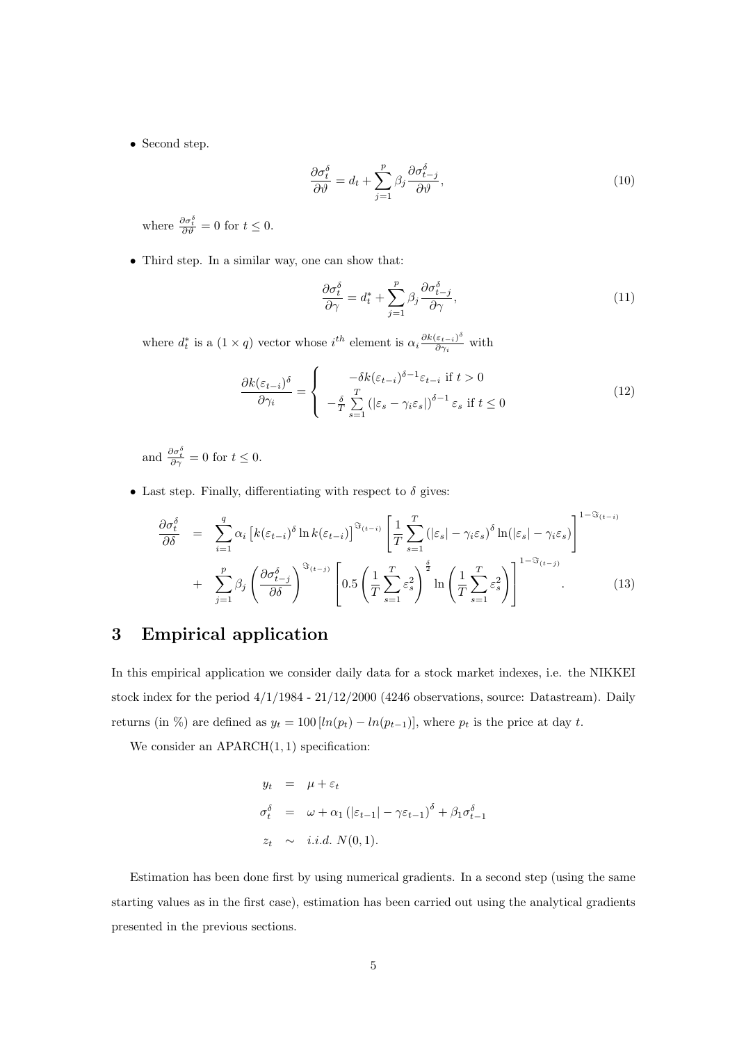- Second step.

$$\frac{\partial \sigma_t^\delta}{\partial \vartheta} = d_t + \sum_{j=1}^{p} \beta_j \frac{\partial \sigma_{t-j}^\delta}{\partial \vartheta}, \tag{10}$$

where $\frac{\partial \sigma_t^\delta}{\partial \vartheta} = 0$ for $t \leq 0$.

- Third step. In a similar way, one can show that:

$$\frac{\partial \sigma_t^\delta}{\partial \gamma} = d_t^* + \sum_{j=1}^{p} \beta_j \frac{\partial \sigma_{t-j}^\delta}{\partial \gamma}, \tag{11}$$

where $d_t^*$ is a $(1 \times q)$ vector whose $i^{th}$ element is $\alpha_i \frac{\partial k(\varepsilon_{t-i})^\delta}{\partial \gamma_i}$ with

$$\frac{\partial k(\varepsilon_{t-i})^\delta}{\partial \gamma_i} = \begin{cases} -\delta k(\varepsilon_{t-i})^{\delta-1} \varepsilon_{t-i} \text{ if } t > 0 \\ -\frac{\delta}{T} \sum\limits_{s=1}^{T} \left(|\varepsilon_s - \gamma_i \varepsilon_s|\right)^{\delta-1} \varepsilon_s \text{ if } t \leq 0 \end{cases} \tag{12}$$

and $\frac{\partial \sigma_t^\delta}{\partial \gamma} = 0$ for $t \leq 0$.

- Last step. Finally, differentiating with respect to $\delta$ gives:

$$\begin{aligned} \frac{\partial \sigma_t^\delta}{\partial \delta} &= \sum_{i=1}^{q} \alpha_i \left[ k(\varepsilon_{t-i})^\delta \ln k(\varepsilon_{t-i}) \right]^{\Im_{(t-i)}} \left[ \frac{1}{T} \sum_{s=1}^{T} \left(|\varepsilon_s| - \gamma_i \varepsilon_s\right)^\delta \ln(|\varepsilon_s| - \gamma_i \varepsilon_s) \right]^{1-\Im_{(t-i)}} \\ &+ \sum_{j=1}^{p} \beta_j \left( \frac{\partial \sigma_{t-j}^\delta}{\partial \delta} \right)^{\Im_{(t-j)}} \left[ 0.5 \left( \frac{1}{T} \sum_{s=1}^{T} \varepsilon_s^2 \right)^{\frac{\delta}{2}} \ln \left( \frac{1}{T} \sum_{s=1}^{T} \varepsilon_s^2 \right) \right]^{1-\Im_{(t-j)}} . \end{aligned} \tag{13}$$

# 3 Empirical application

In this empirical application we consider daily data for a stock market indexes, i.e. the NIKKEI stock index for the period 4/1/1984 - 21/12/2000 (4246 observations, source: Datastream). Daily returns (in %) are defined as $y_t = 100 \left[ ln(p_t) - ln(p_{t-1}) \right]$, where $p_t$ is the price at day $t$.

We consider an APARCH$(1,1)$ specification:

$$\begin{aligned} y_t &= \mu + \varepsilon_t \\ \sigma_t^\delta &= \omega + \alpha_1 \left(|\varepsilon_{t-1}| - \gamma \varepsilon_{t-1}\right)^\delta + \beta_1 \sigma_{t-1}^\delta \\ z_t &\sim i.i.d.\ N(0,1). \end{aligned}$$

Estimation has been done first by using numerical gradients. In a second step (using the same starting values as in the first case), estimation has been carried out using the analytical gradients presented in the previous sections.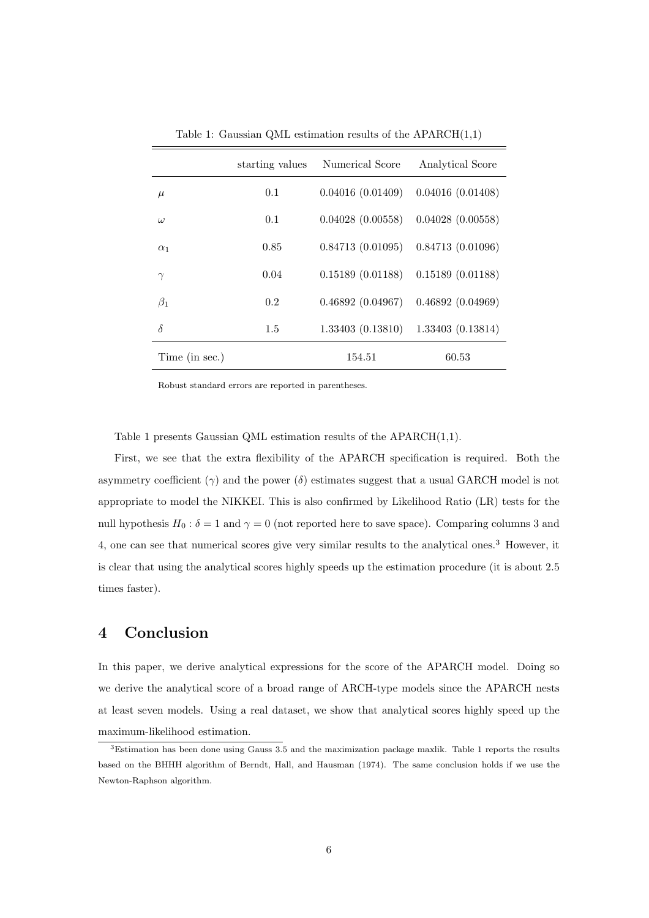Table 1: Gaussian QML estimation results of the APARCH(1,1)

| | starting values | Numerical Score | Analytical Score |
|---|---|---|---|
| $\mu$ | 0.1 | 0.04016 (0.01409) | 0.04016 (0.01408) |
| $\omega$ | 0.1 | 0.04028 (0.00558) | 0.04028 (0.00558) |
| $\alpha_1$ | 0.85 | 0.84713 (0.01095) | 0.84713 (0.01096) |
| $\gamma$ | 0.04 | 0.15189 (0.01188) | 0.15189 (0.01188) |
| $\beta_1$ | 0.2 | 0.46892 (0.04967) | 0.46892 (0.04969) |
| $\delta$ | 1.5 | 1.33403 (0.13810) | 1.33403 (0.13814) |
| Time (in sec.) | | 154.51 | 60.53 |

Robust standard errors are reported in parentheses.

Table 1 presents Gaussian QML estimation results of the APARCH(1,1).

First, we see that the extra flexibility of the APARCH specification is required. Both the asymmetry coefficient ($\gamma$) and the power ($\delta$) estimates suggest that a usual GARCH model is not appropriate to model the NIKKEI. This is also confirmed by Likelihood Ratio (LR) tests for the null hypothesis $H_0 : \delta = 1$ and $\gamma = 0$ (not reported here to save space). Comparing columns 3 and 4, one can see that numerical scores give very similar results to the analytical ones.[3] However, it is clear that using the analytical scores highly speeds up the estimation procedure (it is about 2.5 times faster).

## 4 Conclusion

In this paper, we derive analytical expressions for the score of the APARCH model. Doing so we derive the analytical score of a broad range of ARCH-type models since the APARCH nests at least seven models. Using a real dataset, we show that analytical scores highly speed up the maximum-likelihood estimation.

[3] Estimation has been done using Gauss 3.5 and the maximization package maxlik. Table 1 reports the results based on the BHHH algorithm of Berndt, Hall, and Hausman (1974). The same conclusion holds if we use the Newton-Raphson algorithm.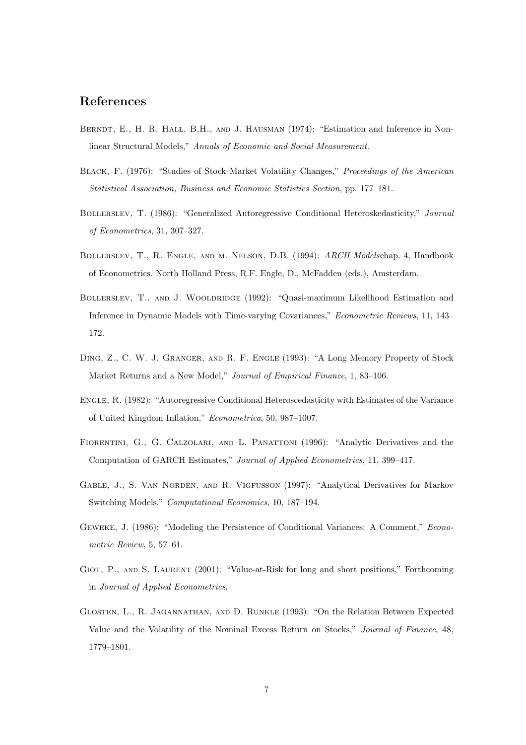## References

Berndt, E., H. R. Hall, B.H., and J. Hausman (1974): "Estimation and Inference in Nonlinear Structural Models," *Annals of Economic and Social Measurement*.

Black, F. (1976): "Studies of Stock Market Volatility Changes," *Proceedings of the American Statistical Association, Business and Economic Statistics Section*, pp. 177–181.

Bollerslev, T. (1986): "Generalized Autoregressive Conditional Heteroskedasticity," *Journal of Econometrics*, 31, 307–327.

Bollerslev, T., R. Engle, and m. Nelson, D.B. (1994): *ARCH Models*chap. 4, Handbook of Econometrics. North Holland Press, R.F. Engle, D., McFadden (eds.), Amsterdam.

Bollerslev, T., and J. Wooldridge (1992): "Quasi-maximum Likelihood Estimation and Inference in Dynamic Models with Time-varying Covariances," *Econometric Reviews*, 11, 143–172.

Ding, Z., C. W. J. Granger, and R. F. Engle (1993): "A Long Memory Property of Stock Market Returns and a New Model," *Journal of Empirical Finance*, 1, 83–106.

Engle, R. (1982): "Autoregressive Conditional Heteroscedasticity with Estimates of the Variance of United Kingdom Inflation," *Econometrica*, 50, 987–1007.

Fiorentini, G., G. Calzolari, and L. Panattoni (1996): "Analytic Derivatives and the Computation of GARCH Estimates," *Journal of Applied Econometrics*, 11, 399–417.

Gable, J., S. Van Norden, and R. Vigfusson (1997): "Analytical Derivatives for Markov Switching Models," *Computational Economics*, 10, 187–194.

Geweke, J. (1986): "Modeling the Persistence of Conditional Variances: A Comment," *Econometric Review*, 5, 57–61.

Giot, P., and S. Laurent (2001): "Value-at-Risk for long and short positions," Forthcoming in *Journal of Applied Econometrics*.

Glosten, L., R. Jagannathan, and D. Runkle (1993): "On the Relation Between Expected Value and the Volatility of the Nominal Excess Return on Stocks," *Journal of Finance*, 48, 1779–1801.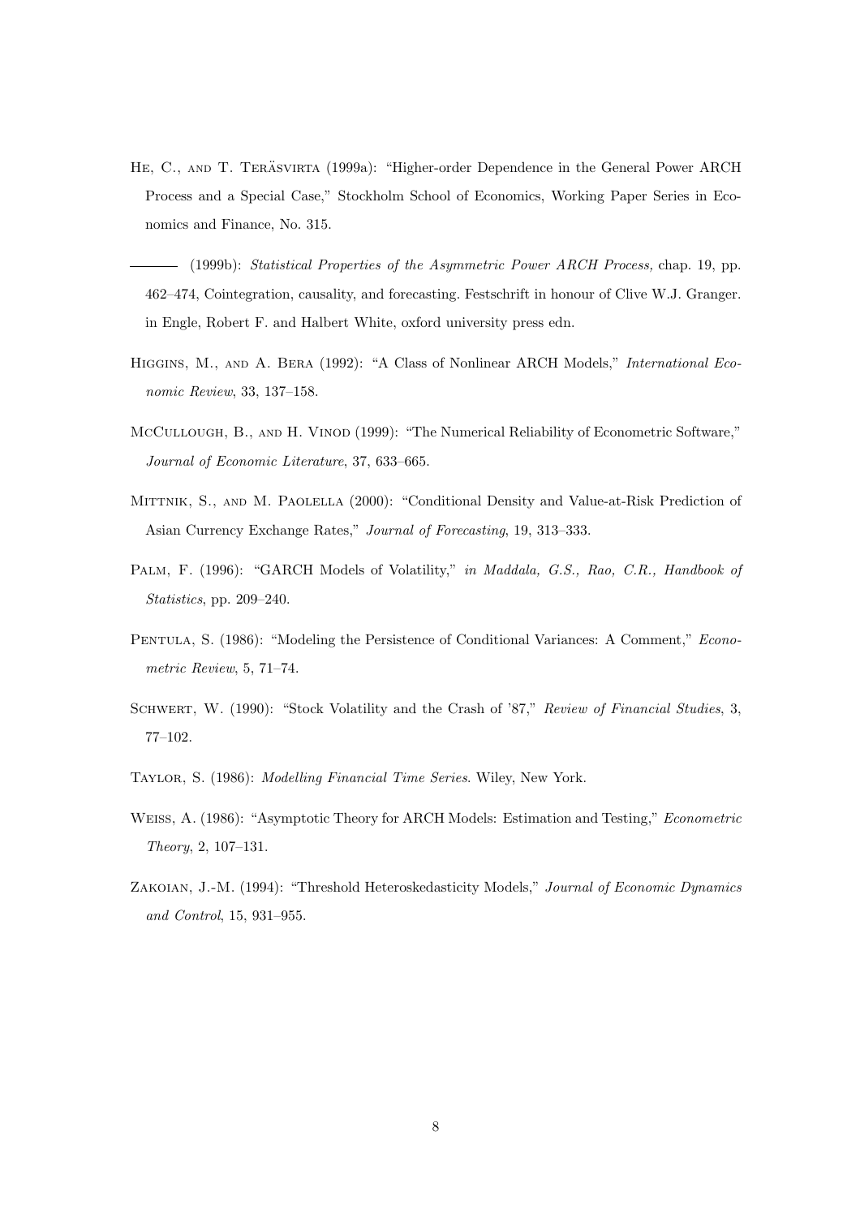He, C., and T. Teräsvirta (1999a): "Higher-order Dependence in the General Power ARCH Process and a Special Case," Stockholm School of Economics, Working Paper Series in Economics and Finance, No. 315.

——— (1999b): *Statistical Properties of the Asymmetric Power ARCH Process,* chap. 19, pp. 462–474, Cointegration, causality, and forecasting. Festschrift in honour of Clive W.J. Granger. in Engle, Robert F. and Halbert White, oxford university press edn.

Higgins, M., and A. Bera (1992): "A Class of Nonlinear ARCH Models," *International Economic Review*, 33, 137–158.

McCullough, B., and H. Vinod (1999): "The Numerical Reliability of Econometric Software," *Journal of Economic Literature*, 37, 633–665.

Mittnik, S., and M. Paolella (2000): "Conditional Density and Value-at-Risk Prediction of Asian Currency Exchange Rates," *Journal of Forecasting*, 19, 313–333.

Palm, F. (1996): "GARCH Models of Volatility," *in Maddala, G.S., Rao, C.R., Handbook of Statistics*, pp. 209–240.

Pentula, S. (1986): "Modeling the Persistence of Conditional Variances: A Comment," *Econometric Review*, 5, 71–74.

Schwert, W. (1990): "Stock Volatility and the Crash of '87," *Review of Financial Studies*, 3, 77–102.

Taylor, S. (1986): *Modelling Financial Time Series*. Wiley, New York.

Weiss, A. (1986): "Asymptotic Theory for ARCH Models: Estimation and Testing," *Econometric Theory*, 2, 107–131.

Zakoian, J.-M. (1994): "Threshold Heteroskedasticity Models," *Journal of Economic Dynamics and Control*, 15, 931–955.